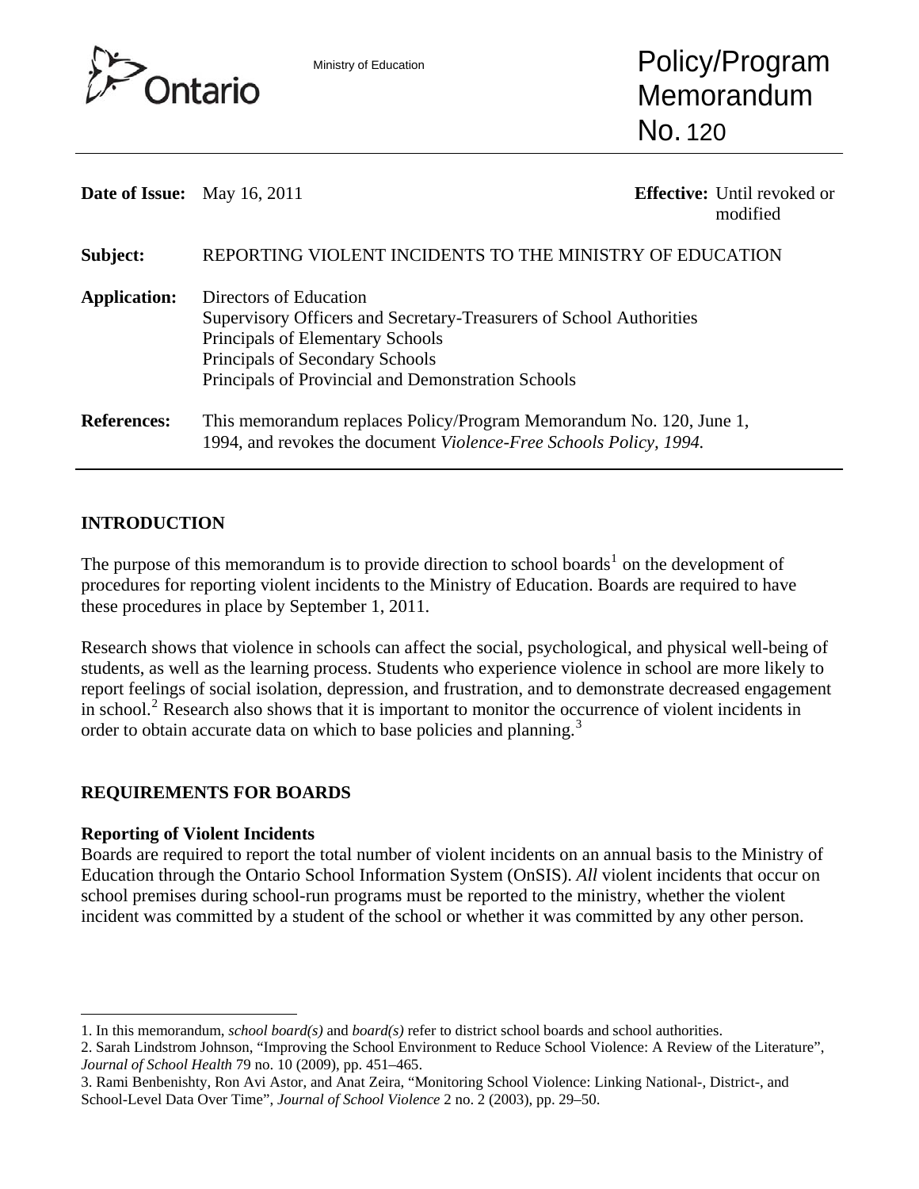Ministry of Education

# Policy/Program Memorandum No. 120

**Date of Issue:** May 16, 2011

**Effective:** Until revoked or modified

**Subject:** REPORTING VIOLENT INCIDENTS TO THE MINISTRY OF EDUCATION

**Application:** Directors of Education
Supervisory Officers and Secretary-Treasurers of School Authorities
Principals of Elementary Schools
Principals of Secondary Schools
Principals of Provincial and Demonstration Schools

**References:** This memorandum replaces Policy/Program Memorandum No. 120, June 1, 1994, and revokes the document *Violence-Free Schools Policy, 1994.*

## INTRODUCTION

The purpose of this memorandum is to provide direction to school boards[1] on the development of procedures for reporting violent incidents to the Ministry of Education. Boards are required to have these procedures in place by September 1, 2011.

Research shows that violence in schools can affect the social, psychological, and physical well-being of students, as well as the learning process. Students who experience violence in school are more likely to report feelings of social isolation, depression, and frustration, and to demonstrate decreased engagement in school.[2] Research also shows that it is important to monitor the occurrence of violent incidents in order to obtain accurate data on which to base policies and planning.[3]

## REQUIREMENTS FOR BOARDS

### Reporting of Violent Incidents

Boards are required to report the total number of violent incidents on an annual basis to the Ministry of Education through the Ontario School Information System (OnSIS). *All* violent incidents that occur on school premises during school-run programs must be reported to the ministry, whether the violent incident was committed by a student of the school or whether it was committed by any other person.

---

1. In this memorandum, *school board(s)* and *board(s)* refer to district school boards and school authorities.
2. Sarah Lindstrom Johnson, "Improving the School Environment to Reduce School Violence: A Review of the Literature", *Journal of School Health* 79 no. 10 (2009), pp. 451–465.
3. Rami Benbenishty, Ron Avi Astor, and Anat Zeira, "Monitoring School Violence: Linking National-, District-, and School-Level Data Over Time", *Journal of School Violence* 2 no. 2 (2003), pp. 29–50.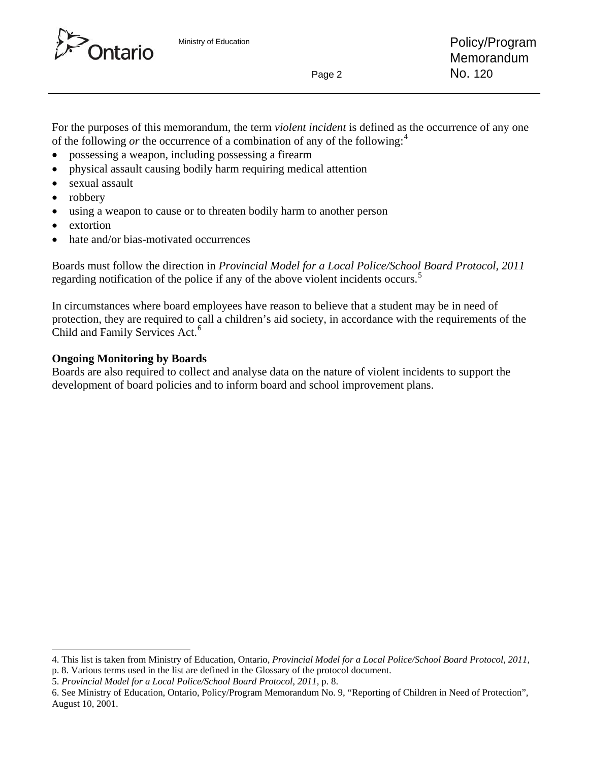For the purposes of this memorandum, the term *violent incident* is defined as the occurrence of any one of the following *or* the occurrence of a combination of any of the following:[4]

- possessing a weapon, including possessing a firearm
- physical assault causing bodily harm requiring medical attention
- sexual assault
- robbery
- using a weapon to cause or to threaten bodily harm to another person
- extortion
- hate and/or bias-motivated occurrences

Boards must follow the direction in *Provincial Model for a Local Police/School Board Protocol, 2011* regarding notification of the police if any of the above violent incidents occurs.[5]

In circumstances where board employees have reason to believe that a student may be in need of protection, they are required to call a children's aid society, in accordance with the requirements of the Child and Family Services Act.[6]

**Ongoing Monitoring by Boards**

Boards are also required to collect and analyse data on the nature of violent incidents to support the development of board policies and to inform board and school improvement plans.

---

4. This list is taken from Ministry of Education, Ontario, *Provincial Model for a Local Police/School Board Protocol, 2011*, p. 8. Various terms used in the list are defined in the Glossary of the protocol document.

5. *Provincial Model for a Local Police/School Board Protocol, 2011*, p. 8.

6. See Ministry of Education, Ontario, Policy/Program Memorandum No. 9, "Reporting of Children in Need of Protection", August 10, 2001.